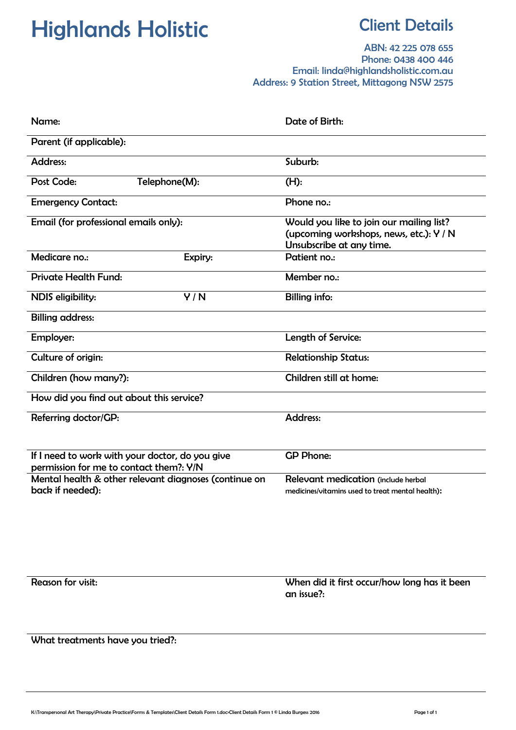# Highlands Holistic

## Client Details

**ABN: 42 225 078 655**
**Phone: 0438 400 446**
**Email: linda@highlandsholistic.com.au**
**Address: 9 Station Street, Mittagong NSW 2575**

Name:

Date of Birth:

Parent (if applicable):

Address:

Suburb:

Post Code:

Telephone(M):

(H):

Emergency Contact:

Phone no.:

Email (for professional emails only):

Would you like to join our mailing list? (upcoming workshops, news, etc.): Y / N
Unsubscribe at any time.

Medicare no.:

Expiry:

Patient no.:

Private Health Fund:

Member no.:

NDIS eligibility: Y / N

Billing info:

Billing address:

Employer:

Length of Service:

Culture of origin:

Relationship Status:

Children (how many?):

Children still at home:

How did you find out about this service?

Referring doctor/GP:

Address:

If I need to work with your doctor, do you give permission for me to contact them?: Y/N

GP Phone:

Mental health & other relevant diagnoses (continue on back if needed):

Relevant medication (include herbal medicines/vitamins used to treat mental health):

Reason for visit:

When did it first occur/how long has it been an issue?:

What treatments have you tried?:

K:\Transpersonal Art Therapy\Private Practice\Forms & Templates\Client Details Form 1.doc›Client Details Form 1 © Linda Burgess 2016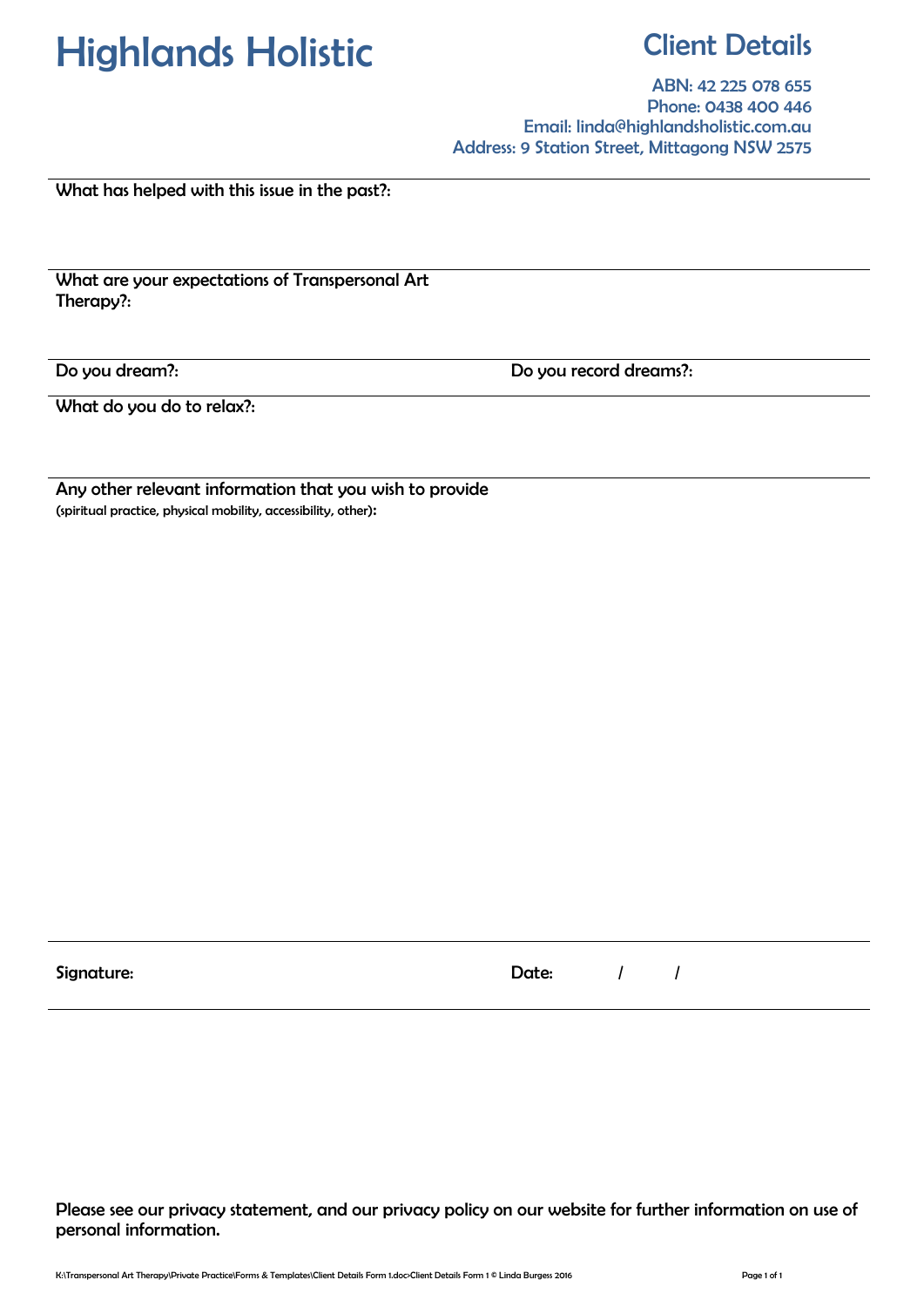# Highlands Holistic

## Client Details

ABN: 42 225 078 655
Phone: 0438 400 446
Email: linda@highlandsholistic.com.au
Address: 9 Station Street, Mittagong NSW 2575

What has helped with this issue in the past?:

What are your expectations of Transpersonal Art Therapy?:

Do you dream?:

Do you record dreams?:

What do you do to relax?:

Any other relevant information that you wish to provide
(spiritual practice, physical mobility, accessibility, other):

Signature:

Date: / /

**Please see our privacy statement, and our privacy policy on our website for further information on use of personal information.**

K:\Transpersonal Art Therapy\Private Practice\Forms & Templates\Client Details Form 1.doc›Client Details Form 1 © Linda Burgess 2016